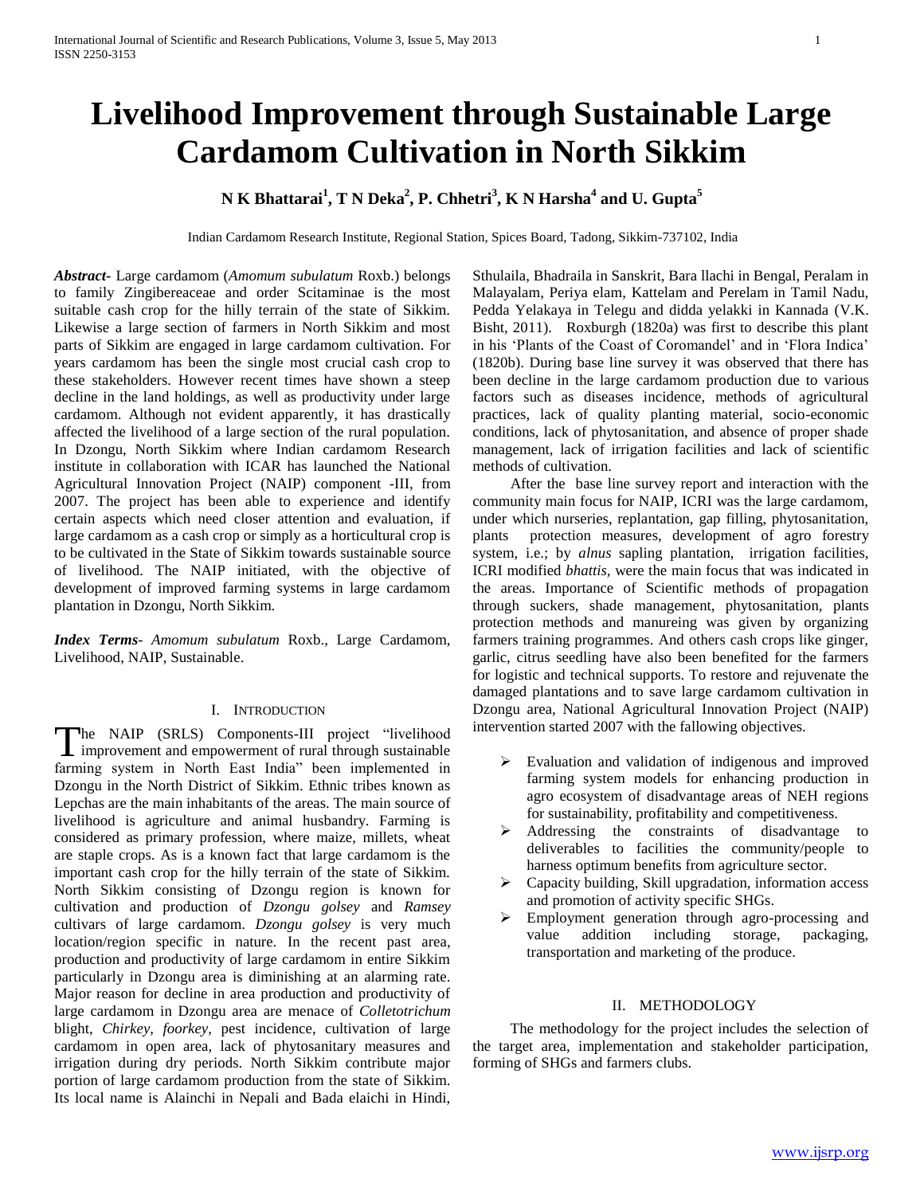# Livelihood Improvement through Sustainable Large Cardamom Cultivation in North Sikkim

**N K Bhattarai[1], T N Deka[2], P. Chhetri[3], K N Harsha[4] and U. Gupta[5]**

Indian Cardamom Research Institute, Regional Station, Spices Board, Tadong, Sikkim-737102, India

***Abstract-*** Large cardamom (*Amomum subulatum* Roxb.) belongs to family Zingibereaceae and order Scitaminae is the most suitable cash crop for the hilly terrain of the state of Sikkim. Likewise a large section of farmers in North Sikkim and most parts of Sikkim are engaged in large cardamom cultivation. For years cardamom has been the single most crucial cash crop to these stakeholders. However recent times have shown a steep decline in the land holdings, as well as productivity under large cardamom. Although not evident apparently, it has drastically affected the livelihood of a large section of the rural population. In Dzongu, North Sikkim where Indian cardamom Research institute in collaboration with ICAR has launched the National Agricultural Innovation Project (NAIP) component -III, from 2007. The project has been able to experience and identify certain aspects which need closer attention and evaluation, if large cardamom as a cash crop or simply as a horticultural crop is to be cultivated in the State of Sikkim towards sustainable source of livelihood. The NAIP initiated, with the objective of development of improved farming systems in large cardamom plantation in Dzongu, North Sikkim.

***Index Terms-*** *Amomum subulatum* Roxb., Large Cardamom, Livelihood, NAIP, Sustainable.

## I. Introduction

The NAIP (SRLS) Components-III project "livelihood improvement and empowerment of rural through sustainable farming system in North East India" been implemented in Dzongu in the North District of Sikkim. Ethnic tribes known as Lepchas are the main inhabitants of the areas. The main source of livelihood is agriculture and animal husbandry. Farming is considered as primary profession, where maize, millets, wheat are staple crops. As is a known fact that large cardamom is the important cash crop for the hilly terrain of the state of Sikkim. North Sikkim consisting of Dzongu region is known for cultivation and production of *Dzongu golsey* and *Ramsey* cultivars of large cardamom. *Dzongu golsey* is very much location/region specific in nature. In the recent past area, production and productivity of large cardamom in entire Sikkim particularly in Dzongu area is diminishing at an alarming rate. Major reason for decline in area production and productivity of large cardamom in Dzongu area are menace of *Colletotrichum* blight, *Chirkey*, *foorkey*, pest incidence, cultivation of large cardamom in open area, lack of phytosanitary measures and irrigation during dry periods. North Sikkim contribute major portion of large cardamom production from the state of Sikkim. Its local name is Alainchi in Nepali and Bada elaichi in Hindi, Sthulaila, Bhadraila in Sanskrit, Bara llachi in Bengal, Peralam in Malayalam, Periya elam, Kattelam and Perelam in Tamil Nadu, Pedda Yelakaya in Telegu and didda yelakki in Kannada (V.K. Bisht, 2011). Roxburgh (1820a) was first to describe this plant in his 'Plants of the Coast of Coromandel' and in 'Flora Indica' (1820b). During base line survey it was observed that there has been decline in the large cardamom production due to various factors such as diseases incidence, methods of agricultural practices, lack of quality planting material, socio-economic conditions, lack of phytosanitation, and absence of proper shade management, lack of irrigation facilities and lack of scientific methods of cultivation.

After the base line survey report and interaction with the community main focus for NAIP, ICRI was the large cardamom, under which nurseries, replantation, gap filling, phytosanitation, plants protection measures, development of agro forestry system, i.e.; by *alnus* sapling plantation, irrigation facilities, ICRI modified *bhattis*, were the main focus that was indicated in the areas. Importance of Scientific methods of propagation through suckers, shade management, phytosanitation, plants protection methods and manureing was given by organizing farmers training programmes. And others cash crops like ginger, garlic, citrus seedling have also been benefited for the farmers for logistic and technical supports. To restore and rejuvenate the damaged plantations and to save large cardamom cultivation in Dzongu area, National Agricultural Innovation Project (NAIP) intervention started 2007 with the fallowing objectives.

- Evaluation and validation of indigenous and improved farming system models for enhancing production in agro ecosystem of disadvantage areas of NEH regions for sustainability, profitability and competitiveness.
- Addressing the constraints of disadvantage to deliverables to facilities the community/people to harness optimum benefits from agriculture sector.
- Capacity building, Skill upgradation, information access and promotion of activity specific SHGs.
- Employment generation through agro-processing and value addition including storage, packaging, transportation and marketing of the produce.

## II. Methodology

The methodology for the project includes the selection of the target area, implementation and stakeholder participation, forming of SHGs and farmers clubs.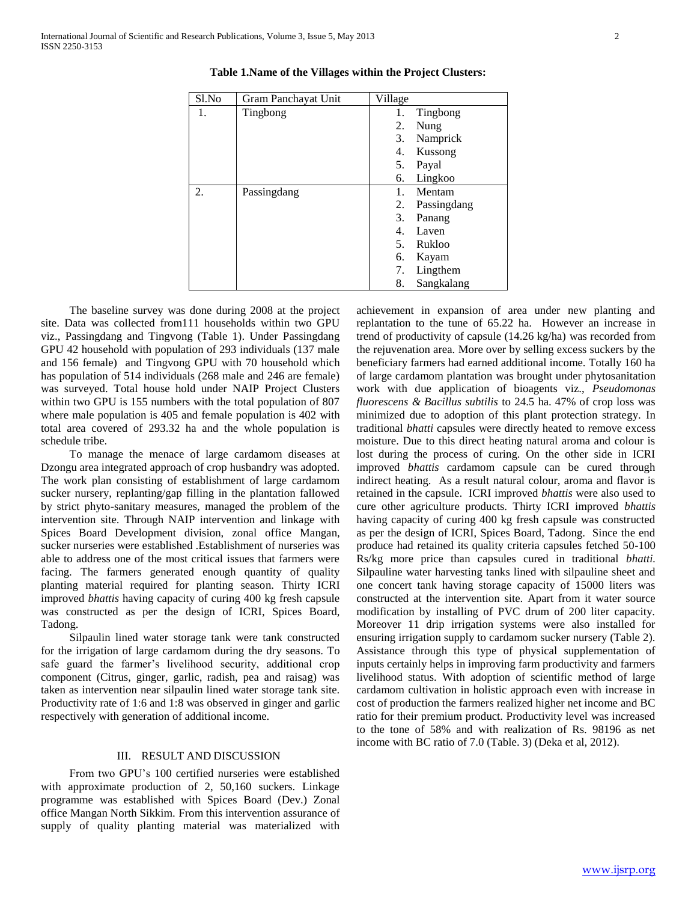**Table 1.Name of the Villages within the Project Clusters:**

| Sl.No | Gram Panchayat Unit | Village |
|---|---|---|
| 1. | Tingbong | 1. Tingbong<br>2. Nung<br>3. Namprick<br>4. Kussong<br>5. Payal<br>6. Lingkoo |
| 2. | Passingdang | 1. Mentam<br>2. Passingdang<br>3. Panang<br>4. Laven<br>5. Rukloo<br>6. Kayam<br>7. Lingthem<br>8. Sangkalang |

The baseline survey was done during 2008 at the project site. Data was collected from111 households within two GPU viz., Passingdang and Tingvong (Table 1). Under Passingdang GPU 42 household with population of 293 individuals (137 male and 156 female) and Tingvong GPU with 70 household which has population of 514 individuals (268 male and 246 are female) was surveyed. Total house hold under NAIP Project Clusters within two GPU is 155 numbers with the total population of 807 where male population is 405 and female population is 402 with total area covered of 293.32 ha and the whole population is schedule tribe.

To manage the menace of large cardamom diseases at Dzongu area integrated approach of crop husbandry was adopted. The work plan consisting of establishment of large cardamom sucker nursery, replanting/gap filling in the plantation fallowed by strict phyto-sanitary measures, managed the problem of the intervention site. Through NAIP intervention and linkage with Spices Board Development division, zonal office Mangan, sucker nurseries were established .Establishment of nurseries was able to address one of the most critical issues that farmers were facing. The farmers generated enough quantity of quality planting material required for planting season. Thirty ICRI improved *bhattis* having capacity of curing 400 kg fresh capsule was constructed as per the design of ICRI, Spices Board, Tadong.

Silpaulin lined water storage tank were tank constructed for the irrigation of large cardamom during the dry seasons. To safe guard the farmer's livelihood security, additional crop component (Citrus, ginger, garlic, radish, pea and raisag) was taken as intervention near silpaulin lined water storage tank site. Productivity rate of 1:6 and 1:8 was observed in ginger and garlic respectively with generation of additional income.

## III. RESULT AND DISCUSSION

From two GPU's 100 certified nurseries were established with approximate production of 2, 50,160 suckers. Linkage programme was established with Spices Board (Dev.) Zonal office Mangan North Sikkim. From this intervention assurance of supply of quality planting material was materialized with achievement in expansion of area under new planting and replantation to the tune of 65.22 ha. However an increase in trend of productivity of capsule (14.26 kg/ha) was recorded from the rejuvenation area. More over by selling excess suckers by the beneficiary farmers had earned additional income. Totally 160 ha of large cardamom plantation was brought under phytosanitation work with due application of bioagents viz., *Pseudomonas fluorescens & Bacillus subtilis* to 24.5 ha. 47% of crop loss was minimized due to adoption of this plant protection strategy. In traditional *bhatti* capsules were directly heated to remove excess moisture. Due to this direct heating natural aroma and colour is lost during the process of curing. On the other side in ICRI improved *bhattis* cardamom capsule can be cured through indirect heating. As a result natural colour, aroma and flavor is retained in the capsule. ICRI improved *bhattis* were also used to cure other agriculture products. Thirty ICRI improved *bhattis* having capacity of curing 400 kg fresh capsule was constructed as per the design of ICRI, Spices Board, Tadong. Since the end produce had retained its quality criteria capsules fetched 50-100 Rs/kg more price than capsules cured in traditional *bhatti.* Silpauline water harvesting tanks lined with silpauline sheet and one concert tank having storage capacity of 15000 liters was constructed at the intervention site. Apart from it water source modification by installing of PVC drum of 200 liter capacity. Moreover 11 drip irrigation systems were also installed for ensuring irrigation supply to cardamom sucker nursery (Table 2). Assistance through this type of physical supplementation of inputs certainly helps in improving farm productivity and farmers livelihood status. With adoption of scientific method of large cardamom cultivation in holistic approach even with increase in cost of production the farmers realized higher net income and BC ratio for their premium product. Productivity level was increased to the tone of 58% and with realization of Rs. 98196 as net income with BC ratio of 7.0 (Table. 3) (Deka et al, 2012).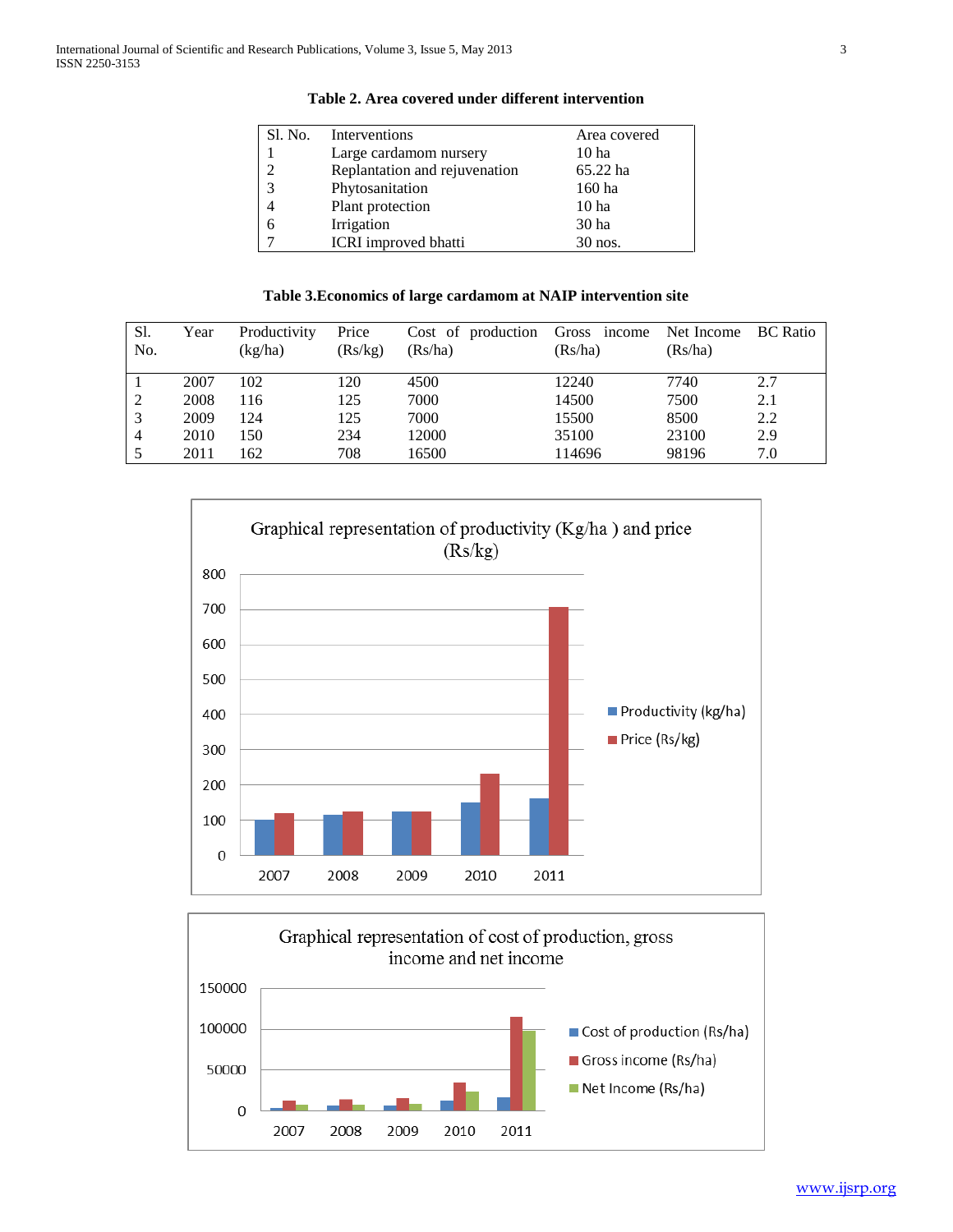**Table 2. Area covered under different intervention**

| Sl. No. | Interventions | Area covered |
|---|---|---|
| 1 | Large cardamom nursery | 10 ha |
| 2 | Replantation and rejuvenation | 65.22 ha |
| 3 | Phytosanitation | 160 ha |
| 4 | Plant protection | 10 ha |
| 6 | Irrigation | 30 ha |
| 7 | ICRI improved bhatti | 30 nos. |

**Table 3.Economics of large cardamom at NAIP intervention site**

| Sl. No. | Year | Productivity (kg/ha) | Price (Rs/kg) | Cost of production (Rs/ha) | Gross income (Rs/ha) | Net Income (Rs/ha) | BC Ratio |
|---|---|---|---|---|---|---|---|
| 1 | 2007 | 102 | 120 | 4500 | 12240 | 7740 | 2.7 |
| 2 | 2008 | 116 | 125 | 7000 | 14500 | 7500 | 2.1 |
| 3 | 2009 | 124 | 125 | 7000 | 15500 | 8500 | 2.2 |
| 4 | 2010 | 150 | 234 | 12000 | 35100 | 23100 | 2.9 |
| 5 | 2011 | 162 | 708 | 16500 | 114696 | 98196 | 7.0 |

Graphical representation of productivity (Kg/ha ) and price (Rs/kg)

Graphical representation of cost of production, gross income and net income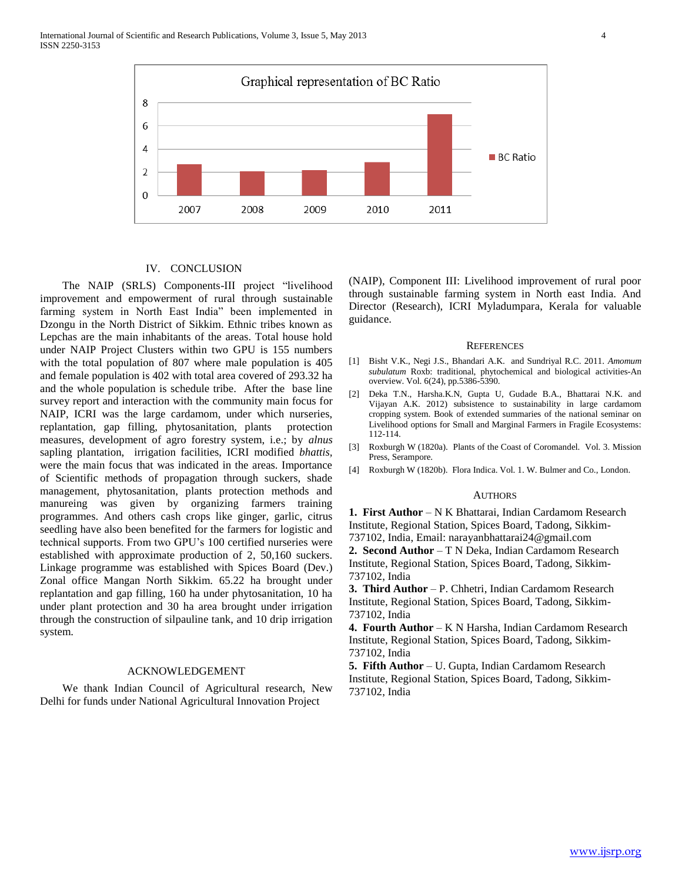Graphical representation of BC Ratio

8
6
4
2
0

2007
2008
2009
2010
2011

BC Ratio

## IV. CONCLUSION

The NAIP (SRLS) Components-III project "livelihood improvement and empowerment of rural through sustainable farming system in North East India" been implemented in Dzongu in the North District of Sikkim. Ethnic tribes known as Lepchas are the main inhabitants of the areas. Total house hold under NAIP Project Clusters within two GPU is 155 numbers with the total population of 807 where male population is 405 and female population is 402 with total area covered of 293.32 ha and the whole population is schedule tribe. After the base line survey report and interaction with the community main focus for NAIP, ICRI was the large cardamom, under which nurseries, replantation, gap filling, phytosanitation, plants protection measures, development of agro forestry system, i.e.; by *alnus* sapling plantation, irrigation facilities, ICRI modified *bhattis*, were the main focus that was indicated in the areas. Importance of Scientific methods of propagation through suckers, shade management, phytosanitation, plants protection methods and manureing was given by organizing farmers training programmes. And others cash crops like ginger, garlic, citrus seedling have also been benefited for the farmers for logistic and technical supports. From two GPU's 100 certified nurseries were established with approximate production of 2, 50,160 suckers. Linkage programme was established with Spices Board (Dev.) Zonal office Mangan North Sikkim. 65.22 ha brought under replantation and gap filling, 160 ha under phytosanitation, 10 ha under plant protection and 30 ha area brought under irrigation through the construction of silpauline tank, and 10 drip irrigation system.

## ACKNOWLEDGEMENT

We thank Indian Council of Agricultural research, New Delhi for funds under National Agricultural Innovation Project (NAIP), Component III: Livelihood improvement of rural poor through sustainable farming system in North east India. And Director (Research), ICRI Myladumpara, Kerala for valuable guidance.

## REFERENCES

[1] Bisht V.K., Negi J.S., Bhandari A.K. and Sundriyal R.C. 2011. *Amomum subulatum* Roxb: traditional, phytochemical and biological activities-An overview. Vol. 6(24), pp.5386-5390.

[2] Deka T.N., Harsha.K.N, Gupta U, Gudade B.A., Bhattarai N.K. and Vijayan A.K. 2012) subsistence to sustainability in large cardamom cropping system. Book of extended summaries of the national seminar on Livelihood options for Small and Marginal Farmers in Fragile Ecosystems: 112-114.

[3] Roxburgh W (1820a). Plants of the Coast of Coromandel. Vol. 3. Mission Press, Serampore.

[4] Roxburgh W (1820b). Flora Indica. Vol. 1. W. Bulmer and Co., London.

## AUTHORS

**1. First Author** – N K Bhattarai, Indian Cardamom Research Institute, Regional Station, Spices Board, Tadong, Sikkim-737102, India, Email: narayanbhattarai24@gmail.com

**2. Second Author** – T N Deka, Indian Cardamom Research Institute, Regional Station, Spices Board, Tadong, Sikkim-737102, India

**3. Third Author** – P. Chhetri, Indian Cardamom Research Institute, Regional Station, Spices Board, Tadong, Sikkim-737102, India

**4. Fourth Author** – K N Harsha, Indian Cardamom Research Institute, Regional Station, Spices Board, Tadong, Sikkim-737102, India

**5. Fifth Author** – U. Gupta, Indian Cardamom Research Institute, Regional Station, Spices Board, Tadong, Sikkim-737102, India